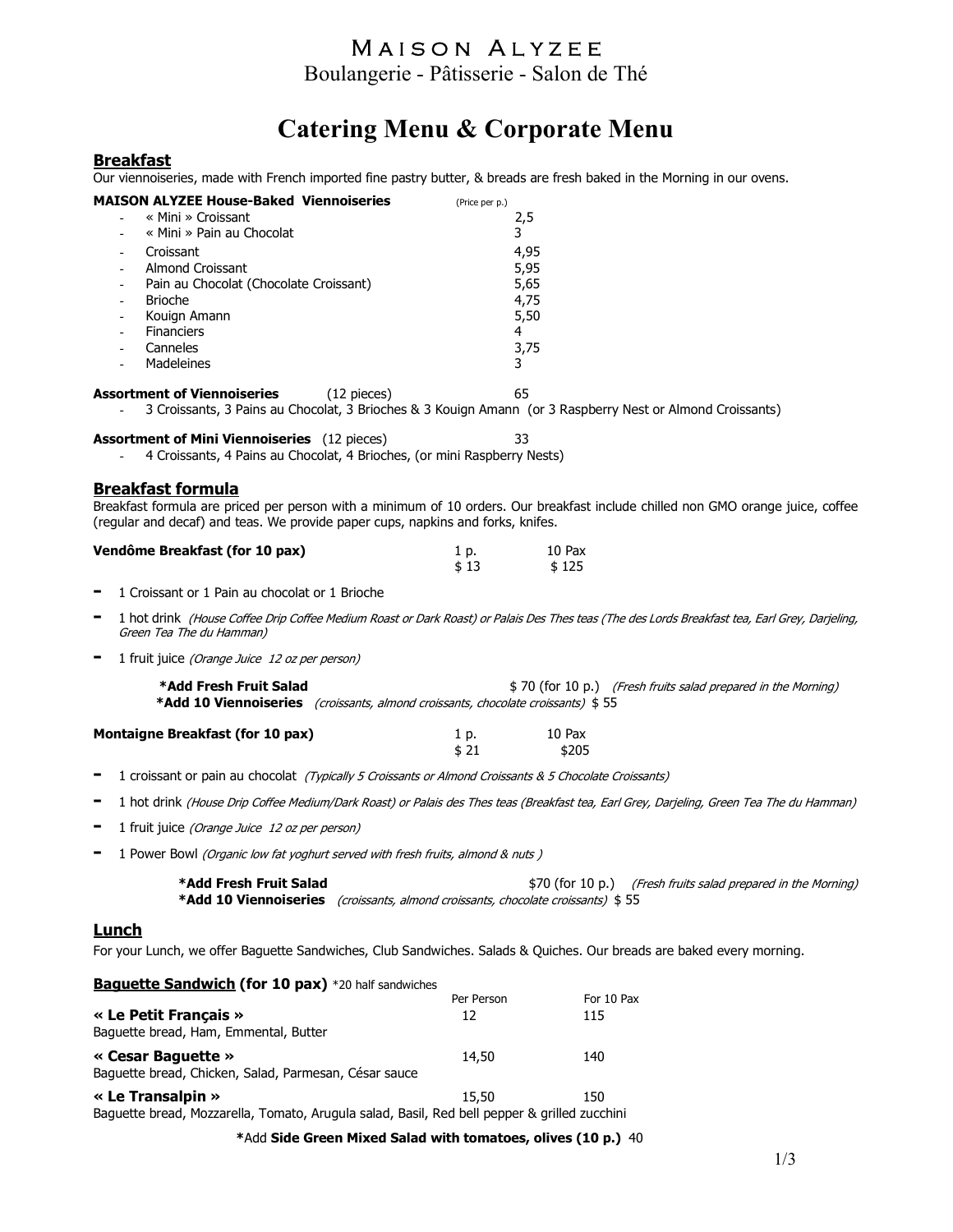# MAISON ALYZEE

Boulangerie - Pâtisserie - Salon de Thé

# Catering Menu & Corporate Menu

## Breakfast

Our viennoiseries, made with French imported fine pastry butter, & breads are fresh baked in the Morning in our ovens.

| **MAISON ALYZEE House-Baked Viennoiseries** | (Price per p.) |
|---|---|
| - « Mini » Croissant | 2,5 |
| - « Mini » Pain au Chocolat | 3 |
| - Croissant | 4,95 |
| - Almond Croissant | 5,95 |
| - Pain au Chocolat (Chocolate Croissant) | 5,65 |
| - Brioche | 4,75 |
| - Kouign Amann | 5,50 |
| - Financiers | 4 |
| - Canneles | 3,75 |
| - Madeleines | 3 |

**Assortment of Viennoiseries** (12 pieces) 65

- 3 Croissants, 3 Pains au Chocolat, 3 Brioches & 3 Kouign Amann (or 3 Raspberry Nest or Almond Croissants)

**Assortment of Mini Viennoiseries** (12 pieces) 33

- 4 Croissants, 4 Pains au Chocolat, 4 Brioches, (or mini Raspberry Nests)

## Breakfast formula

Breakfast formula are priced per person with a minimum of 10 orders. Our breakfast include chilled non GMO orange juice, coffee (regular and decaf) and teas. We provide paper cups, napkins and forks, knifes.

| **Vendôme Breakfast (for 10 pax)** | 1 p. | 10 Pax |
|---|---|---|
| | $ 13 | $ 125 |

- 1 Croissant or 1 Pain au chocolat or 1 Brioche
- 1 hot drink *(House Coffee Drip Coffee Medium Roast or Dark Roast) or Palais Des Thes teas (The des Lords Breakfast tea, Earl Grey, Darjeling, Green Tea The du Hamman)*
- 1 fruit juice *(Orange Juice 12 oz per person)*

**\*Add Fresh Fruit Salad** $ 70 (for 10 p.) *(Fresh fruits salad prepared in the Morning)*
**\*Add 10 Viennoiseries** *(croissants, almond croissants, chocolate croissants)* $ 55

| **Montaigne Breakfast (for 10 pax)** | 1 p. | 10 Pax |
|---|---|---|
| | $ 21 | $205 |

- 1 croissant or pain au chocolat *(Typically 5 Croissants or Almond Croissants & 5 Chocolate Croissants)*
- 1 hot drink *(House Drip Coffee Medium/Dark Roast) or Palais des Thes teas (Breakfast tea, Earl Grey, Darjeling, Green Tea The du Hamman)*
- 1 fruit juice *(Orange Juice 12 oz per person)*
- 1 Power Bowl *(Organic low fat yoghurt served with fresh fruits, almond & nuts )*

**\*Add Fresh Fruit Salad** $70 (for 10 p.) *(Fresh fruits salad prepared in the Morning)*
**\*Add 10 Viennoiseries** *(croissants, almond croissants, chocolate croissants)* $ 55

## Lunch

For your Lunch, we offer Baguette Sandwiches, Club Sandwiches. Salads & Quiches. Our breads are baked every morning.

**Baguette Sandwich (for 10 pax)** *20 half sandwiches

| | Per Person | For 10 Pax |
|---|---|---|
| **« Le Petit Français »**<br>Baguette bread, Ham, Emmental, Butter | 12 | 115 |
| **« Cesar Baguette »**<br>Baguette bread, Chicken, Salad, Parmesan, César sauce | 14,50 | 140 |
| **« Le Transalpin »**<br>Baguette bread, Mozzarella, Tomato, Arugula salad, Basil, Red bell pepper & grilled zucchini | 15,50 | 150 |

**\***Add **Side Green Mixed Salad with tomatoes, olives (10 p.)** 40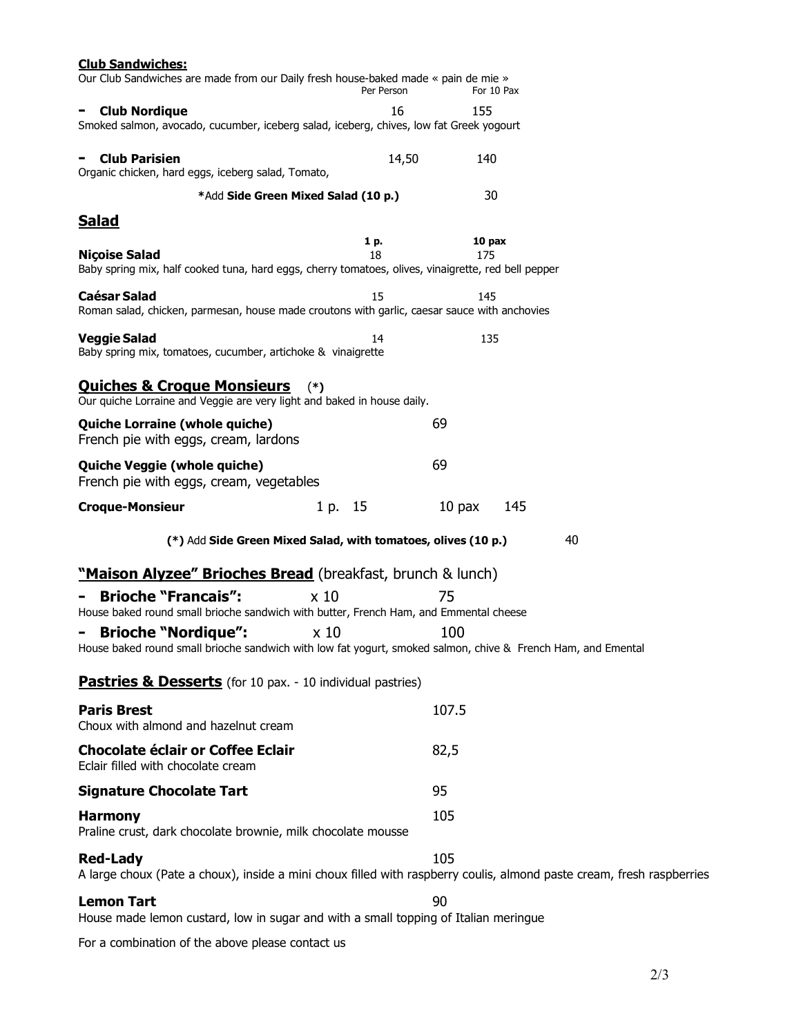**Club Sandwiches:**

Our Club Sandwiches are made from our Daily fresh house-baked made « pain de mie »

| | Per Person | For 10 Pax |
|---|---|---|
| **- Club Nordique** | 16 | 155 |

Smoked salmon, avocado, cucumber, iceberg salad, iceberg, chives, low fat Greek yogourt

| | | |
|---|---|---|
| **- Club Parisien** | 14,50 | 140 |

Organic chicken, hard eggs, iceberg salad, Tomato,

*Add **Side Green Mixed Salad (10 p.)** 30

## Salad

| | 1 p. | 10 pax |
|---|---|---|
| **Niçoise Salad** | 18 | 175 |

Baby spring mix, half cooked tuna, hard eggs, cherry tomatoes, olives, vinaigrette, red bell pepper

| | | |
|---|---|---|
| **Caésar Salad** | 15 | 145 |

Roman salad, chicken, parmesan, house made croutons with garlic, caesar sauce with anchovies

| | | |
|---|---|---|
| **Veggie Salad** | 14 | 135 |

Baby spring mix, tomatoes, cucumber, artichoke & vinaigrette

## Quiches & Croque Monsieurs (*)

Our quiche Lorraine and Veggie are very light and baked in house daily.

**Quiche Lorraine (whole quiche)** 69
French pie with eggs, cream, lardons

**Quiche Veggie (whole quiche)** 69
French pie with eggs, cream, vegetables

**Croque-Monsieur** 1 p. 15 10 pax 145

**(*)** Add **Side Green Mixed Salad, with tomatoes, olives (10 p.)** 40

## "Maison Alyzee" Brioches Bread (breakfast, brunch & lunch)

- **Brioche "Francais":** x 10 75
House baked round small brioche sandwich with butter, French Ham, and Emmental cheese

- **Brioche "Nordique":** x 10 100
House baked round small brioche sandwich with low fat yogurt, smoked salmon, chive & French Ham, and Emental

## Pastries & Desserts (for 10 pax. - 10 individual pastries)

**Paris Brest** 107.5
Choux with almond and hazelnut cream

**Chocolate éclair or Coffee Eclair** 82,5
Eclair filled with chocolate cream

**Signature Chocolate Tart** 95

**Harmony** 105
Praline crust, dark chocolate brownie, milk chocolate mousse

**Red-Lady** 105
A large choux (Pate a choux), inside a mini choux filled with raspberry coulis, almond paste cream, fresh raspberries

**Lemon Tart** 90
House made lemon custard, low in sugar and with a small topping of Italian meringue

For a combination of the above please contact us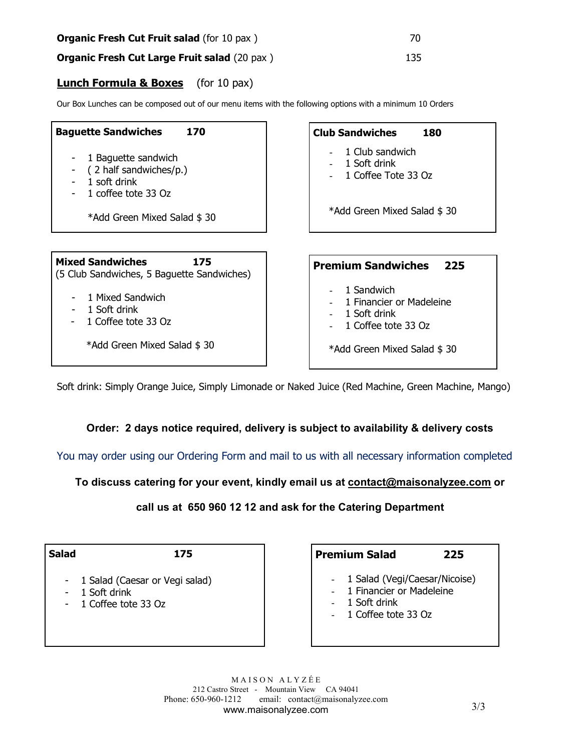**Organic Fresh Cut Fruit salad** (for 10 pax ) 70

**Organic Fresh Cut Large Fruit salad** (20 pax ) 135

## Lunch Formula & Boxes (for 10 pax)

Our Box Lunches can be composed out of our menu items with the following options with a minimum 10 Orders

**Baguette Sandwiches 170**

- 1 Baguette sandwich
- ( 2 half sandwiches/p.)
- 1 soft drink
- 1 coffee tote 33 Oz

*Add Green Mixed Salad $ 30

**Club Sandwiches 180**

- 1 Club sandwich
- 1 Soft drink
- 1 Coffee Tote 33 Oz

*Add Green Mixed Salad $ 30

**Mixed Sandwiches 175**
(5 Club Sandwiches, 5 Baguette Sandwiches)

- 1 Mixed Sandwich
- 1 Soft drink
- 1 Coffee tote 33 Oz

*Add Green Mixed Salad $ 30

**Premium Sandwiches 225**

- 1 Sandwich
- 1 Financier or Madeleine
- 1 Soft drink
- 1 Coffee tote 33 Oz

*Add Green Mixed Salad $ 30

Soft drink: Simply Orange Juice, Simply Limonade or Naked Juice (Red Machine, Green Machine, Mango)

**Order: 2 days notice required, delivery is subject to availability & delivery costs**

You may order using our Ordering Form and mail to us with all necessary information completed

**To discuss catering for your event, kindly email us at contact@maisonalyzee.com or**

**call us at 650 960 12 12 and ask for the Catering Department**

**Salad 175**

- 1 Salad (Caesar or Vegi salad)
- 1 Soft drink
- 1 Coffee tote 33 Oz

**Premium Salad 225**

- 1 Salad (Vegi/Caesar/Nicoise)
- 1 Financier or Madeleine
- 1 Soft drink
- 1 Coffee tote 33 Oz

MAISON ALYZÉE
212 Castro Street - Mountain View CA 94041
Phone: 650-960-1212 email: contact@maisonalyzee.com
www.maisonalyzee.com